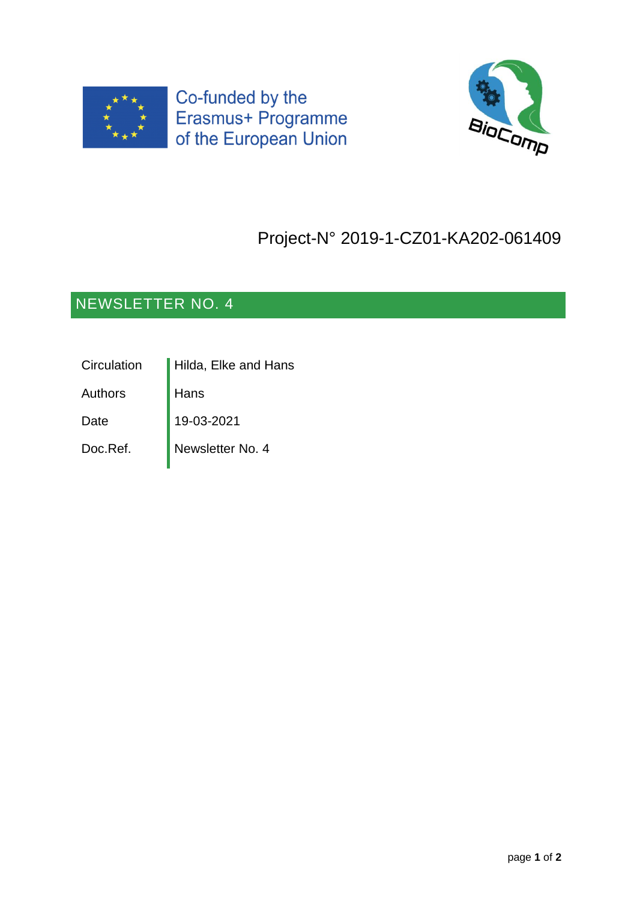Co-funded by the Erasmus+ Programme of the European Union

BioComp

Project-N° 2019-1-CZ01-KA202-061409

## NEWSLETTER NO. 4

| | |
|---|---|
| Circulation | Hilda, Elke and Hans |
| Authors | Hans |
| Date | 19-03-2021 |
| Doc.Ref. | Newsletter No. 4 |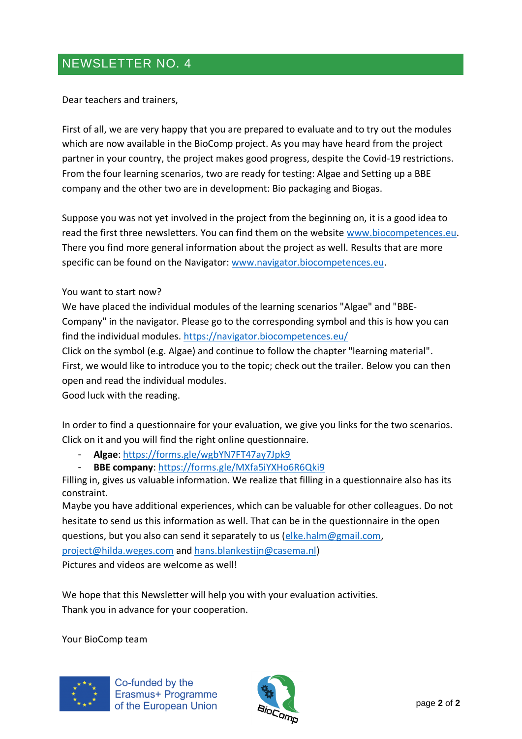# NEWSLETTER NO. 4

Dear teachers and trainers,

First of all, we are very happy that you are prepared to evaluate and to try out the modules which are now available in the BioComp project. As you may have heard from the project partner in your country, the project makes good progress, despite the Covid-19 restrictions. From the four learning scenarios, two are ready for testing: Algae and Setting up a BBE company and the other two are in development: Bio packaging and Biogas.

Suppose you was not yet involved in the project from the beginning on, it is a good idea to read the first three newsletters. You can find them on the website [www.biocompetences.eu](www.biocompetences.eu). There you find more general information about the project as well. Results that are more specific can be found on the Navigator: [www.navigator.biocompetences.eu](www.navigator.biocompetences.eu).

You want to start now?
We have placed the individual modules of the learning scenarios "Algae" and "BBE-Company" in the navigator. Please go to the corresponding symbol and this is how you can find the individual modules. [https://navigator.biocompetences.eu/](https://navigator.biocompetences.eu/)
Click on the symbol (e.g. Algae) and continue to follow the chapter "learning material". First, we would like to introduce you to the topic; check out the trailer. Below you can then open and read the individual modules.
Good luck with the reading.

In order to find a questionnaire for your evaluation, we give you links for the two scenarios. Click on it and you will find the right online questionnaire.

- **Algae**: [https://forms.gle/wgbYN7FT47ay7Jpk9](https://forms.gle/wgbYN7FT47ay7Jpk9)
- **BBE company**: [https://forms.gle/MXfa5iYXHo6R6Qki9](https://forms.gle/MXfa5iYXHo6R6Qki9)

Filling in, gives us valuable information. We realize that filling in a questionnaire also has its constraint.
Maybe you have additional experiences, which can be valuable for other colleagues. Do not hesitate to send us this information as well. That can be in the questionnaire in the open questions, but you also can send it separately to us (elke.halm@gmail.com, project@hilda.weges.com and hans.blankestijn@casema.nl)
Pictures and videos are welcome as well!

We hope that this Newsletter will help you with your evaluation activities.
Thank you in advance for your cooperation.

Your BioComp team

Co-funded by the Erasmus+ Programme of the European Union

BioComp